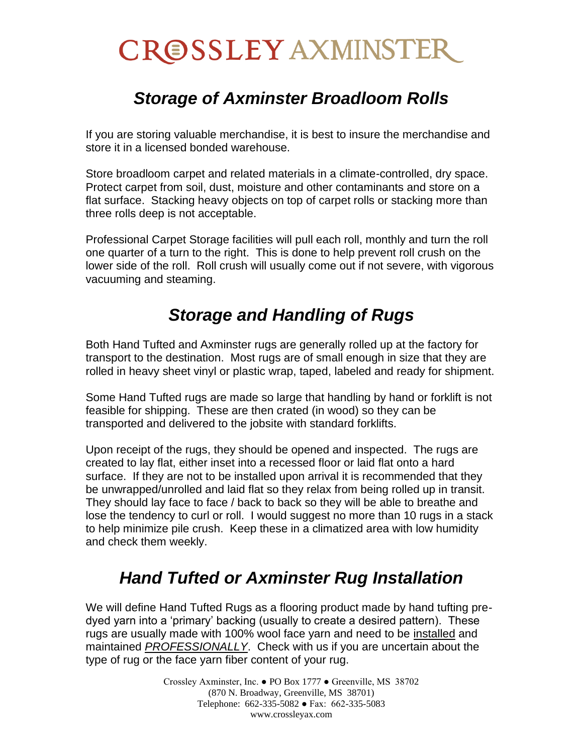# CROSSLEY AXMINSTER

## *Storage of Axminster Broadloom Rolls*

If you are storing valuable merchandise, it is best to insure the merchandise and store it in a licensed bonded warehouse.

Store broadloom carpet and related materials in a climate-controlled, dry space. Protect carpet from soil, dust, moisture and other contaminants and store on a flat surface. Stacking heavy objects on top of carpet rolls or stacking more than three rolls deep is not acceptable.

Professional Carpet Storage facilities will pull each roll, monthly and turn the roll one quarter of a turn to the right. This is done to help prevent roll crush on the lower side of the roll. Roll crush will usually come out if not severe, with vigorous vacuuming and steaming.

## *Storage and Handling of Rugs*

Both Hand Tufted and Axminster rugs are generally rolled up at the factory for transport to the destination. Most rugs are of small enough in size that they are rolled in heavy sheet vinyl or plastic wrap, taped, labeled and ready for shipment.

Some Hand Tufted rugs are made so large that handling by hand or forklift is not feasible for shipping. These are then crated (in wood) so they can be transported and delivered to the jobsite with standard forklifts.

Upon receipt of the rugs, they should be opened and inspected. The rugs are created to lay flat, either inset into a recessed floor or laid flat onto a hard surface. If they are not to be installed upon arrival it is recommended that they be unwrapped/unrolled and laid flat so they relax from being rolled up in transit. They should lay face to face / back to back so they will be able to breathe and lose the tendency to curl or roll. I would suggest no more than 10 rugs in a stack to help minimize pile crush. Keep these in a climatized area with low humidity and check them weekly.

## *Hand Tufted or Axminster Rug Installation*

We will define Hand Tufted Rugs as a flooring product made by hand tufting pre-dyed yarn into a 'primary' backing (usually to create a desired pattern). These rugs are usually made with 100% wool face yarn and need to be installed and maintained ***PROFESSIONALLY***. Check with us if you are uncertain about the type of rug or the face yarn fiber content of your rug.

Crossley Axminster, Inc. ● PO Box 1777 ● Greenville, MS 38702
(870 N. Broadway, Greenville, MS 38701)
Telephone: 662-335-5082 ● Fax: 662-335-5083
www.crossleyax.com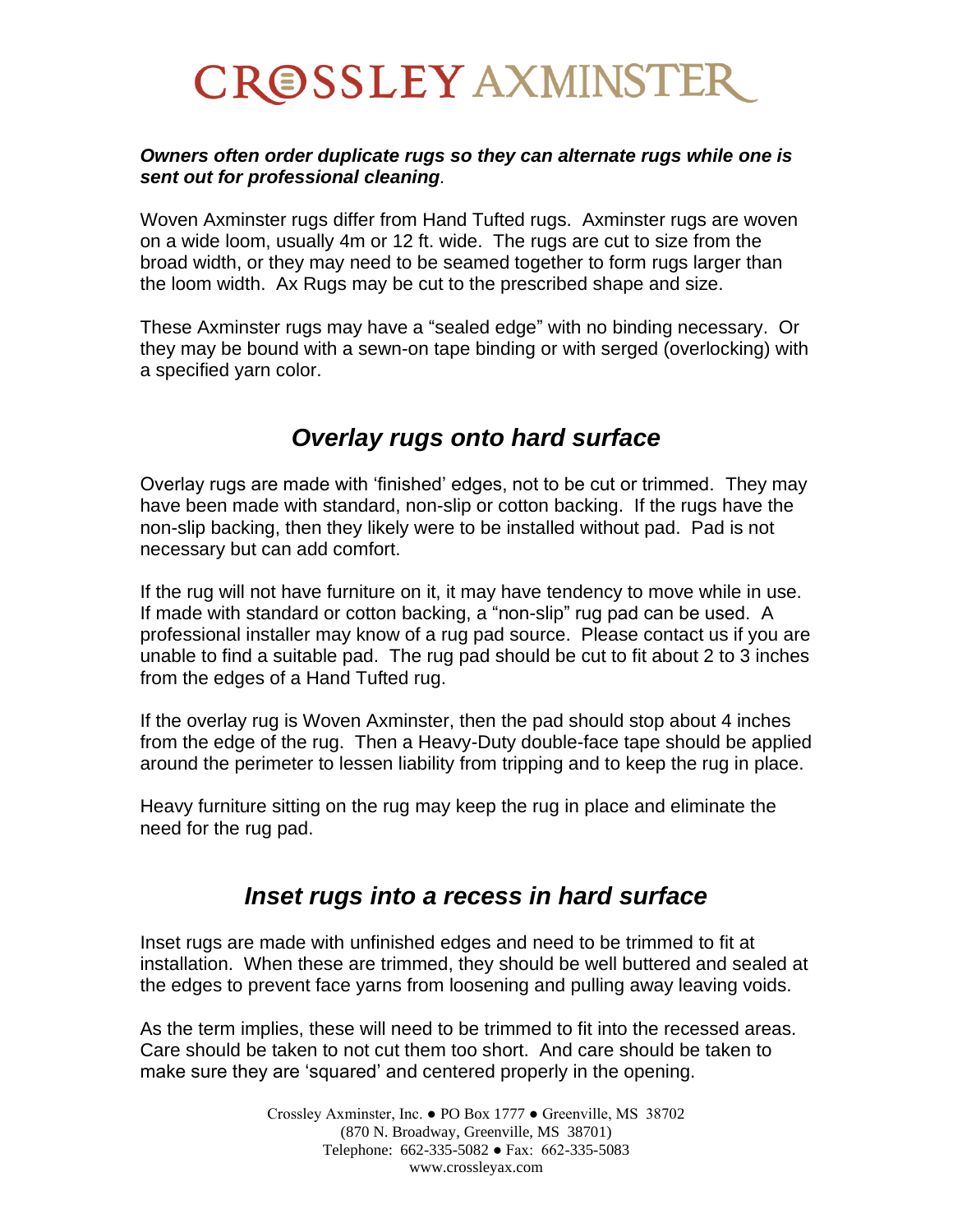# CROSSLEY AXMINSTER

***Owners often order duplicate rugs so they can alternate rugs while one is sent out for professional cleaning.***

Woven Axminster rugs differ from Hand Tufted rugs. Axminster rugs are woven on a wide loom, usually 4m or 12 ft. wide. The rugs are cut to size from the broad width, or they may need to be seamed together to form rugs larger than the loom width. Ax Rugs may be cut to the prescribed shape and size.

These Axminster rugs may have a "sealed edge" with no binding necessary. Or they may be bound with a sewn-on tape binding or with serged (overlocking) with a specified yarn color.

## *Overlay rugs onto hard surface*

Overlay rugs are made with 'finished' edges, not to be cut or trimmed. They may have been made with standard, non-slip or cotton backing. If the rugs have the non-slip backing, then they likely were to be installed without pad. Pad is not necessary but can add comfort.

If the rug will not have furniture on it, it may have tendency to move while in use. If made with standard or cotton backing, a "non-slip" rug pad can be used. A professional installer may know of a rug pad source. Please contact us if you are unable to find a suitable pad. The rug pad should be cut to fit about 2 to 3 inches from the edges of a Hand Tufted rug.

If the overlay rug is Woven Axminster, then the pad should stop about 4 inches from the edge of the rug. Then a Heavy-Duty double-face tape should be applied around the perimeter to lessen liability from tripping and to keep the rug in place.

Heavy furniture sitting on the rug may keep the rug in place and eliminate the need for the rug pad.

## *Inset rugs into a recess in hard surface*

Inset rugs are made with unfinished edges and need to be trimmed to fit at installation. When these are trimmed, they should be well buttered and sealed at the edges to prevent face yarns from loosening and pulling away leaving voids.

As the term implies, these will need to be trimmed to fit into the recessed areas. Care should be taken to not cut them too short. And care should be taken to make sure they are 'squared' and centered properly in the opening.

Crossley Axminster, Inc. ● PO Box 1777 ● Greenville, MS 38702
(870 N. Broadway, Greenville, MS 38701)
Telephone: 662-335-5082 ● Fax: 662-335-5083
www.crossleyax.com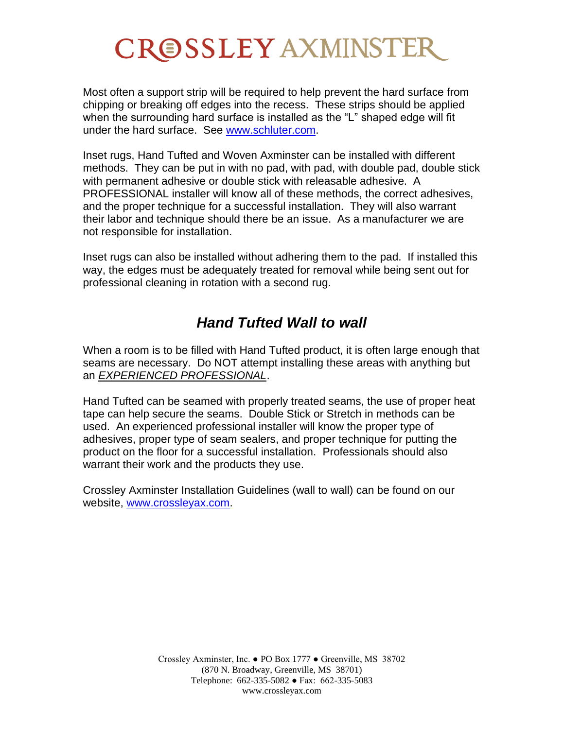Most often a support strip will be required to help prevent the hard surface from chipping or breaking off edges into the recess. These strips should be applied when the surrounding hard surface is installed as the "L" shaped edge will fit under the hard surface. See www.schluter.com.

Inset rugs, Hand Tufted and Woven Axminster can be installed with different methods. They can be put in with no pad, with pad, with double pad, double stick with permanent adhesive or double stick with releasable adhesive. A PROFESSIONAL installer will know all of these methods, the correct adhesives, and the proper technique for a successful installation. They will also warrant their labor and technique should there be an issue. As a manufacturer we are not responsible for installation.

Inset rugs can also be installed without adhering them to the pad. If installed this way, the edges must be adequately treated for removal while being sent out for professional cleaning in rotation with a second rug.

## *Hand Tufted Wall to wall*

When a room is to be filled with Hand Tufted product, it is often large enough that seams are necessary. Do NOT attempt installing these areas with anything but an *EXPERIENCED PROFESSIONAL*.

Hand Tufted can be seamed with properly treated seams, the use of proper heat tape can help secure the seams. Double Stick or Stretch in methods can be used. An experienced professional installer will know the proper type of adhesives, proper type of seam sealers, and proper technique for putting the product on the floor for a successful installation. Professionals should also warrant their work and the products they use.

Crossley Axminster Installation Guidelines (wall to wall) can be found on our website, www.crossleyax.com.